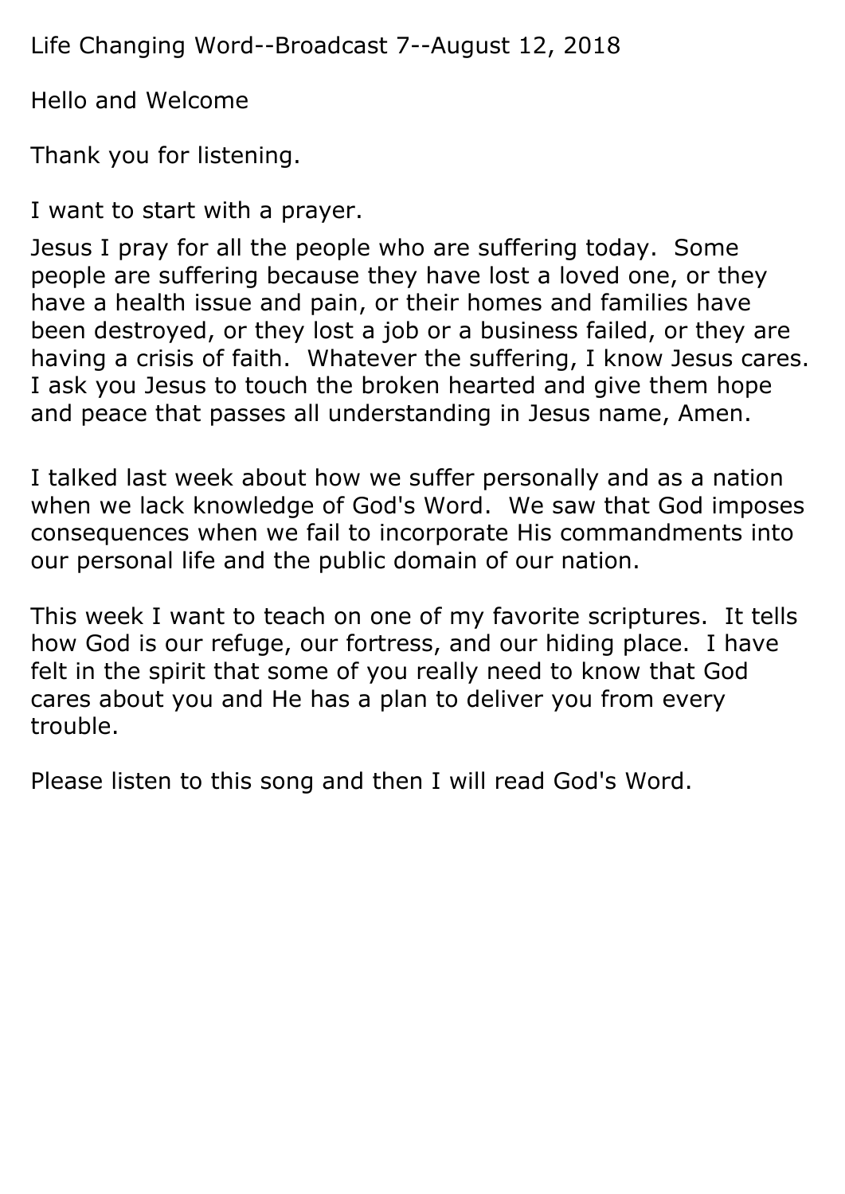Life Changing Word--Broadcast 7--August 12, 2018

Hello and Welcome

Thank you for listening.

I want to start with a prayer.

Jesus I pray for all the people who are suffering today. Some people are suffering because they have lost a loved one, or they have a health issue and pain, or their homes and families have been destroyed, or they lost a job or a business failed, or they are having a crisis of faith. Whatever the suffering, I know Jesus cares. I ask you Jesus to touch the broken hearted and give them hope and peace that passes all understanding in Jesus name, Amen.

I talked last week about how we suffer personally and as a nation when we lack knowledge of God's Word. We saw that God imposes consequences when we fail to incorporate His commandments into our personal life and the public domain of our nation.

This week I want to teach on one of my favorite scriptures. It tells how God is our refuge, our fortress, and our hiding place. I have felt in the spirit that some of you really need to know that God cares about you and He has a plan to deliver you from every trouble.

Please listen to this song and then I will read God's Word.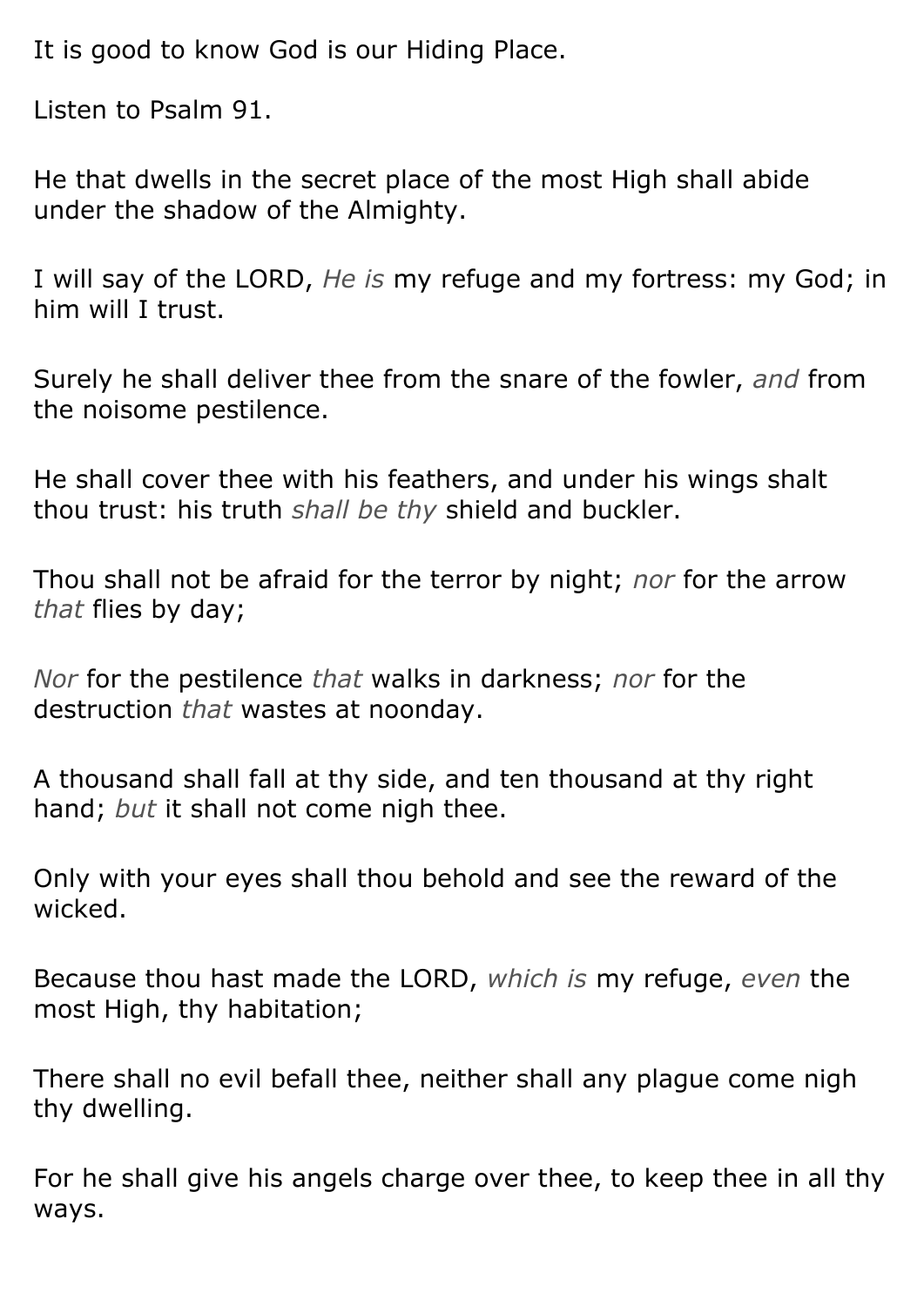It is good to know God is our Hiding Place.

Listen to Psalm 91.

He that dwells in the secret place of the most High shall abide under the shadow of the Almighty.

I will say of the LORD, *He is* my refuge and my fortress: my God; in him will I trust.

Surely he shall deliver thee from the snare of the fowler, *and* from the noisome pestilence.

He shall cover thee with his feathers, and under his wings shalt thou trust: his truth *shall be thy* shield and buckler.

Thou shall not be afraid for the terror by night; *nor* for the arrow *that* flies by day;

*Nor* for the pestilence *that* walks in darkness; *nor* for the destruction *that* wastes at noonday.

A thousand shall fall at thy side, and ten thousand at thy right hand; *but* it shall not come nigh thee.

Only with your eyes shall thou behold and see the reward of the wicked.

Because thou hast made the LORD, *which is* my refuge, *even* the most High, thy habitation;

There shall no evil befall thee, neither shall any plague come nigh thy dwelling.

For he shall give his angels charge over thee, to keep thee in all thy ways.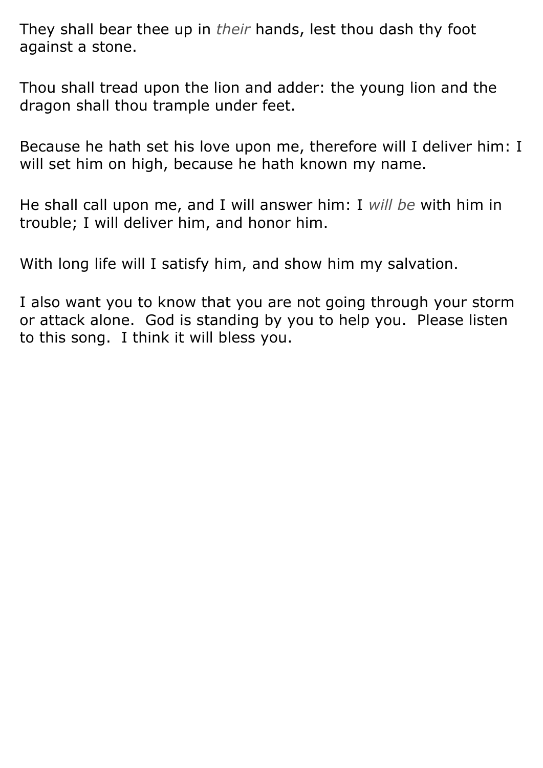They shall bear thee up in *their* hands, lest thou dash thy foot against a stone.

Thou shall tread upon the lion and adder: the young lion and the dragon shall thou trample under feet.

Because he hath set his love upon me, therefore will I deliver him: I will set him on high, because he hath known my name.

He shall call upon me, and I will answer him: I *will be* with him in trouble; I will deliver him, and honor him.

With long life will I satisfy him, and show him my salvation.

I also want you to know that you are not going through your storm or attack alone.  God is standing by you to help you.  Please listen to this song.  I think it will bless you.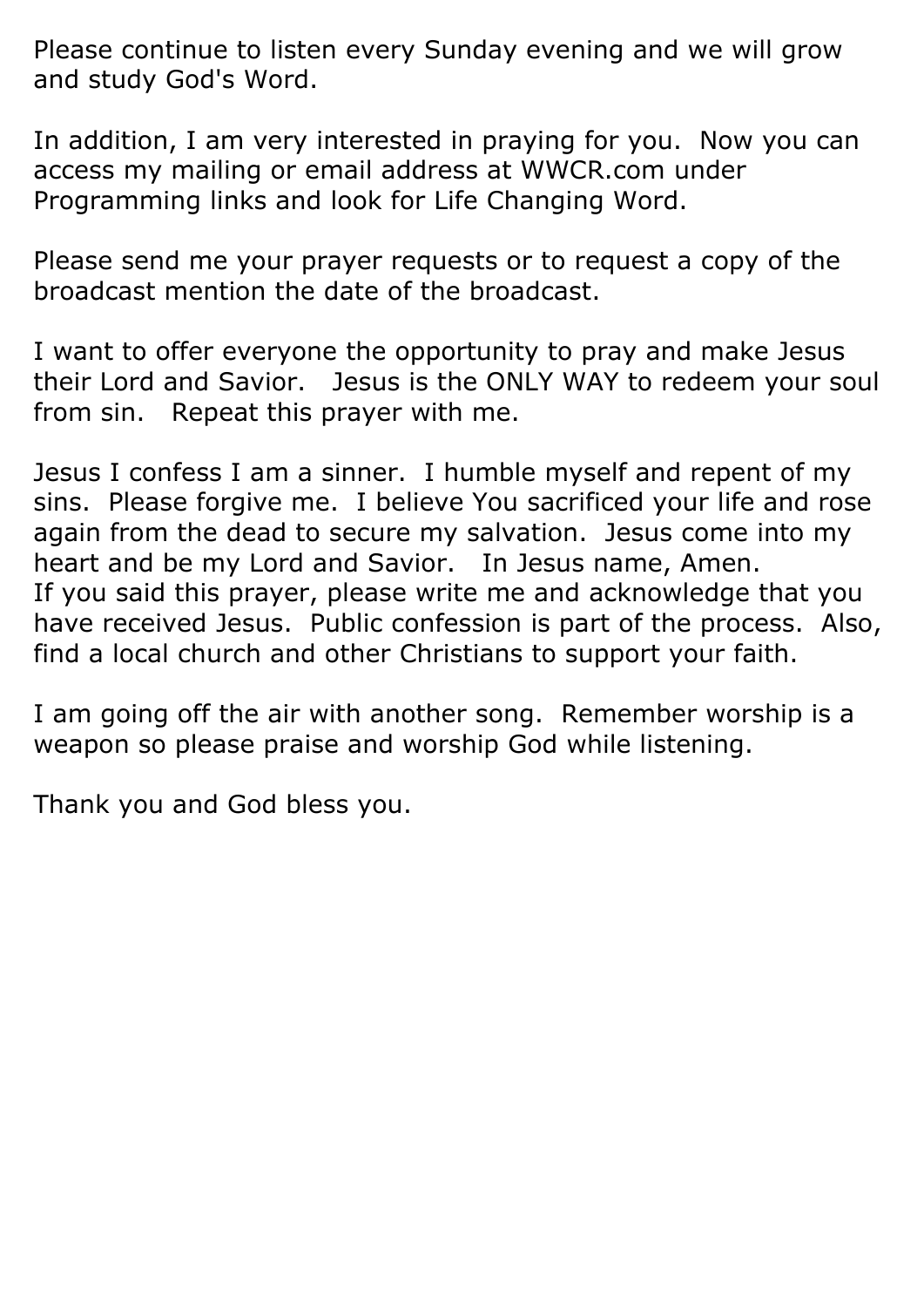Please continue to listen every Sunday evening and we will grow and study God's Word.

In addition, I am very interested in praying for you.  Now you can access my mailing or email address at WWCR.com under Programming links and look for Life Changing Word.

Please send me your prayer requests or to request a copy of the broadcast mention the date of the broadcast.

I want to offer everyone the opportunity to pray and make Jesus their Lord and Savior.   Jesus is the ONLY WAY to redeem your soul from sin.   Repeat this prayer with me.

Jesus I confess I am a sinner.  I humble myself and repent of my sins.  Please forgive me.  I believe You sacrificed your life and rose again from the dead to secure my salvation.  Jesus come into my heart and be my Lord and Savior.   In Jesus name, Amen.
If you said this prayer, please write me and acknowledge that you have received Jesus.  Public confession is part of the process.  Also, find a local church and other Christians to support your faith.

I am going off the air with another song.  Remember worship is a weapon so please praise and worship God while listening.

Thank you and God bless you.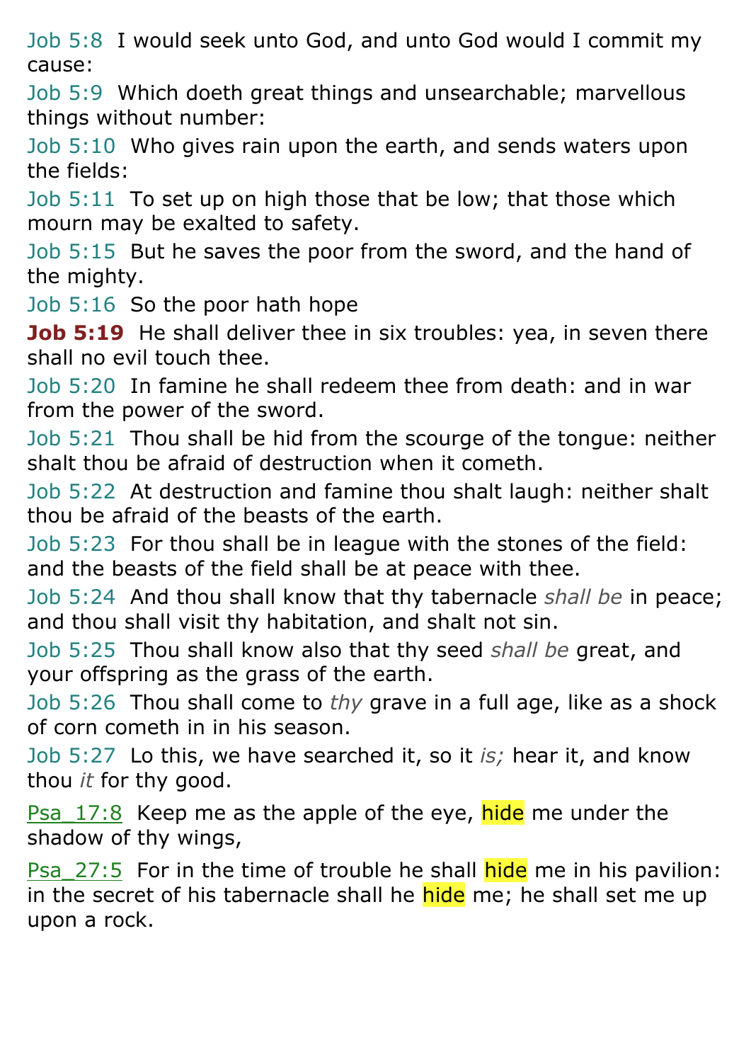Job 5:8 I would seek unto God, and unto God would I commit my cause:

Job 5:9 Which doeth great things and unsearchable; marvellous things without number:

Job 5:10 Who gives rain upon the earth, and sends waters upon the fields:

Job 5:11 To set up on high those that be low; that those which mourn may be exalted to safety.

Job 5:15 But he saves the poor from the sword, and the hand of the mighty.

Job 5:16 So the poor hath hope

**Job 5:19** He shall deliver thee in six troubles: yea, in seven there shall no evil touch thee.

Job 5:20 In famine he shall redeem thee from death: and in war from the power of the sword.

Job 5:21 Thou shall be hid from the scourge of the tongue: neither shalt thou be afraid of destruction when it cometh.

Job 5:22 At destruction and famine thou shalt laugh: neither shalt thou be afraid of the beasts of the earth.

Job 5:23 For thou shall be in league with the stones of the field: and the beasts of the field shall be at peace with thee.

Job 5:24 And thou shall know that thy tabernacle *shall be* in peace; and thou shall visit thy habitation, and shalt not sin.

Job 5:25 Thou shall know also that thy seed *shall be* great, and your offspring as the grass of the earth.

Job 5:26 Thou shall come to *thy* grave in a full age, like as a shock of corn cometh in in his season.

Job 5:27 Lo this, we have searched it, so it *is;* hear it, and know thou *it* for thy good.

Psa_17:8 Keep me as the apple of the eye, hide me under the shadow of thy wings,

Psa_27:5 For in the time of trouble he shall hide me in his pavilion: in the secret of his tabernacle shall he hide me; he shall set me up upon a rock.